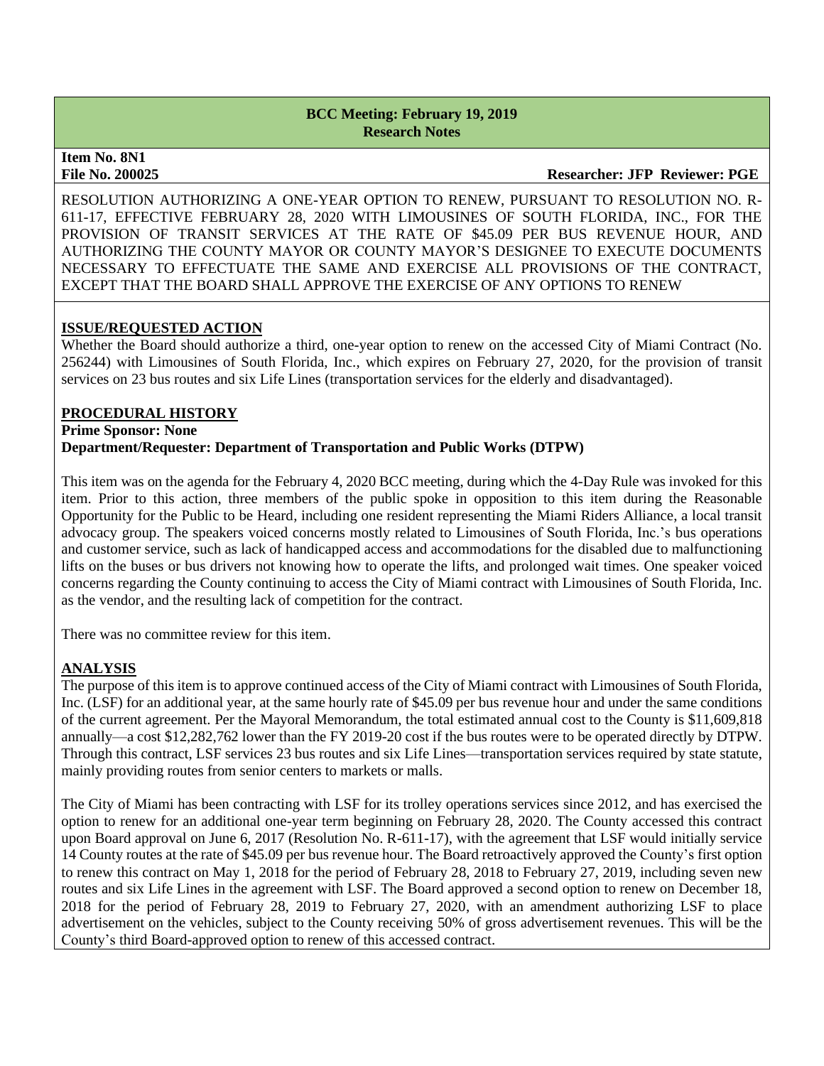**BCC Meeting: February 19, 2019**
**Research Notes**

**Item No. 8N1**
**File No. 200025** **Researcher: JFP Reviewer: PGE**

RESOLUTION AUTHORIZING A ONE-YEAR OPTION TO RENEW, PURSUANT TO RESOLUTION NO. R-611-17, EFFECTIVE FEBRUARY 28, 2020 WITH LIMOUSINES OF SOUTH FLORIDA, INC., FOR THE PROVISION OF TRANSIT SERVICES AT THE RATE OF $45.09 PER BUS REVENUE HOUR, AND AUTHORIZING THE COUNTY MAYOR OR COUNTY MAYOR'S DESIGNEE TO EXECUTE DOCUMENTS NECESSARY TO EFFECTUATE THE SAME AND EXERCISE ALL PROVISIONS OF THE CONTRACT, EXCEPT THAT THE BOARD SHALL APPROVE THE EXERCISE OF ANY OPTIONS TO RENEW

## ISSUE/REQUESTED ACTION

Whether the Board should authorize a third, one-year option to renew on the accessed City of Miami Contract (No. 256244) with Limousines of South Florida, Inc., which expires on February 27, 2020, for the provision of transit services on 23 bus routes and six Life Lines (transportation services for the elderly and disadvantaged).

## PROCEDURAL HISTORY

**Prime Sponsor: None**
**Department/Requester: Department of Transportation and Public Works (DTPW)**

This item was on the agenda for the February 4, 2020 BCC meeting, during which the 4-Day Rule was invoked for this item. Prior to this action, three members of the public spoke in opposition to this item during the Reasonable Opportunity for the Public to be Heard, including one resident representing the Miami Riders Alliance, a local transit advocacy group. The speakers voiced concerns mostly related to Limousines of South Florida, Inc.'s bus operations and customer service, such as lack of handicapped access and accommodations for the disabled due to malfunctioning lifts on the buses or bus drivers not knowing how to operate the lifts, and prolonged wait times. One speaker voiced concerns regarding the County continuing to access the City of Miami contract with Limousines of South Florida, Inc. as the vendor, and the resulting lack of competition for the contract.

There was no committee review for this item.

## ANALYSIS

The purpose of this item is to approve continued access of the City of Miami contract with Limousines of South Florida, Inc. (LSF) for an additional year, at the same hourly rate of $45.09 per bus revenue hour and under the same conditions of the current agreement. Per the Mayoral Memorandum, the total estimated annual cost to the County is $11,609,818 annually—a cost $12,282,762 lower than the FY 2019-20 cost if the bus routes were to be operated directly by DTPW. Through this contract, LSF services 23 bus routes and six Life Lines—transportation services required by state statute, mainly providing routes from senior centers to markets or malls.

The City of Miami has been contracting with LSF for its trolley operations services since 2012, and has exercised the option to renew for an additional one-year term beginning on February 28, 2020. The County accessed this contract upon Board approval on June 6, 2017 (Resolution No. R-611-17), with the agreement that LSF would initially service 14 County routes at the rate of $45.09 per bus revenue hour. The Board retroactively approved the County's first option to renew this contract on May 1, 2018 for the period of February 28, 2018 to February 27, 2019, including seven new routes and six Life Lines in the agreement with LSF. The Board approved a second option to renew on December 18, 2018 for the period of February 28, 2019 to February 27, 2020, with an amendment authorizing LSF to place advertisement on the vehicles, subject to the County receiving 50% of gross advertisement revenues. This will be the County's third Board-approved option to renew of this accessed contract.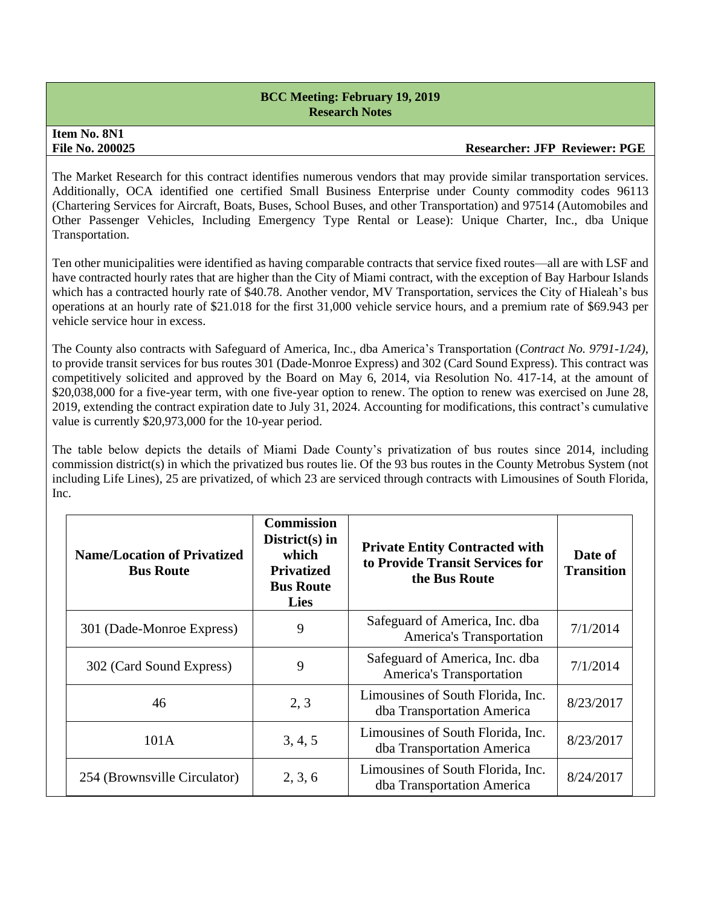**BCC Meeting: February 19, 2019**
**Research Notes**

**Item No. 8N1**
**File No. 200025** **Researcher: JFP Reviewer: PGE**

The Market Research for this contract identifies numerous vendors that may provide similar transportation services. Additionally, OCA identified one certified Small Business Enterprise under County commodity codes 96113 (Chartering Services for Aircraft, Boats, Buses, School Buses, and other Transportation) and 97514 (Automobiles and Other Passenger Vehicles, Including Emergency Type Rental or Lease): Unique Charter, Inc., dba Unique Transportation.

Ten other municipalities were identified as having comparable contracts that service fixed routes—all are with LSF and have contracted hourly rates that are higher than the City of Miami contract, with the exception of Bay Harbour Islands which has a contracted hourly rate of $40.78. Another vendor, MV Transportation, services the City of Hialeah's bus operations at an hourly rate of $21.018 for the first 31,000 vehicle service hours, and a premium rate of $69.943 per vehicle service hour in excess.

The County also contracts with Safeguard of America, Inc., dba America's Transportation (*Contract No. 9791-1/24)*, to provide transit services for bus routes 301 (Dade-Monroe Express) and 302 (Card Sound Express). This contract was competitively solicited and approved by the Board on May 6, 2014, via Resolution No. 417-14, at the amount of $20,038,000 for a five-year term, with one five-year option to renew. The option to renew was exercised on June 28, 2019, extending the contract expiration date to July 31, 2024. Accounting for modifications, this contract's cumulative value is currently $20,973,000 for the 10-year period.

The table below depicts the details of Miami Dade County's privatization of bus routes since 2014, including commission district(s) in which the privatized bus routes lie. Of the 93 bus routes in the County Metrobus System (not including Life Lines), 25 are privatized, of which 23 are serviced through contracts with Limousines of South Florida, Inc.

| Name/Location of Privatized Bus Route | Commission District(s) in which Privatized Bus Route Lies | Private Entity Contracted with to Provide Transit Services for the Bus Route | Date of Transition |
|---|---|---|---|
| 301 (Dade-Monroe Express) | 9 | Safeguard of America, Inc. dba America's Transportation | 7/1/2014 |
| 302 (Card Sound Express) | 9 | Safeguard of America, Inc. dba America's Transportation | 7/1/2014 |
| 46 | 2, 3 | Limousines of South Florida, Inc. dba Transportation America | 8/23/2017 |
| 101A | 3, 4, 5 | Limousines of South Florida, Inc. dba Transportation America | 8/23/2017 |
| 254 (Brownsville Circulator) | 2, 3, 6 | Limousines of South Florida, Inc. dba Transportation America | 8/24/2017 |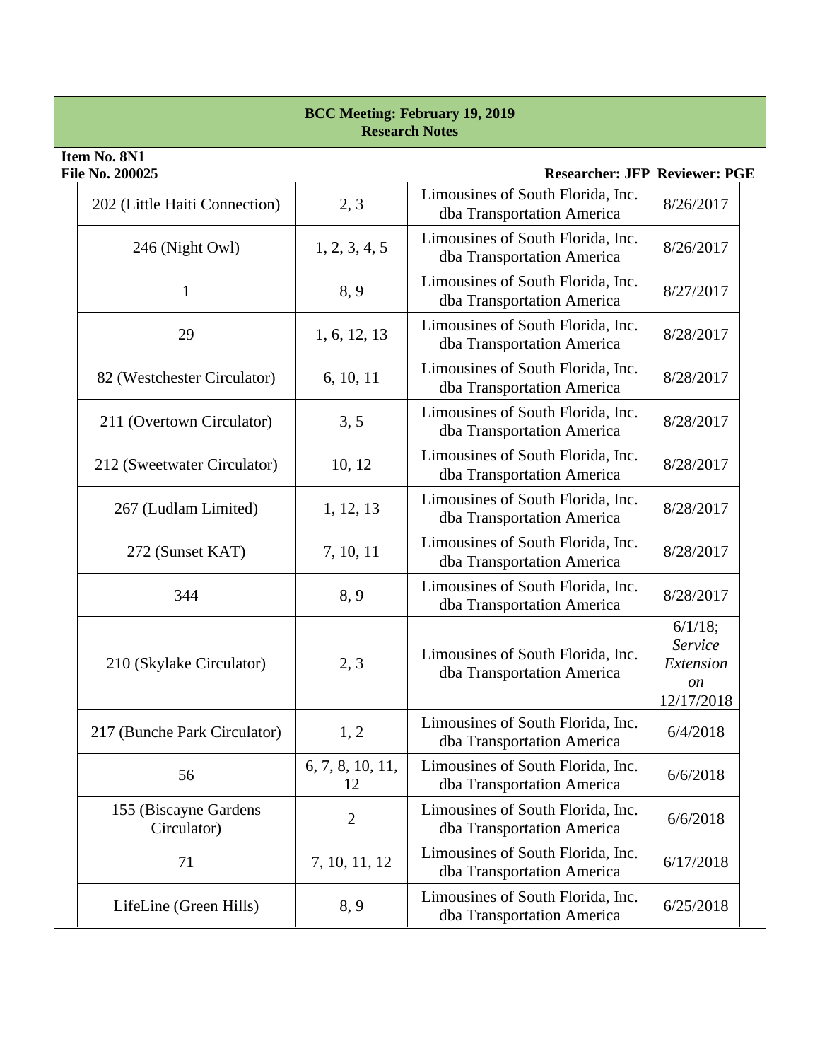**BCC Meeting: February 19, 2019**
**Research Notes**

**Item No. 8N1**
**File No. 200025** **Researcher: JFP Reviewer: PGE**

| | | | |
|---|---|---|---|
| 202 (Little Haiti Connection) | 2, 3 | Limousines of South Florida, Inc. dba Transportation America | 8/26/2017 |
| 246 (Night Owl) | 1, 2, 3, 4, 5 | Limousines of South Florida, Inc. dba Transportation America | 8/26/2017 |
| 1 | 8, 9 | Limousines of South Florida, Inc. dba Transportation America | 8/27/2017 |
| 29 | 1, 6, 12, 13 | Limousines of South Florida, Inc. dba Transportation America | 8/28/2017 |
| 82 (Westchester Circulator) | 6, 10, 11 | Limousines of South Florida, Inc. dba Transportation America | 8/28/2017 |
| 211 (Overtown Circulator) | 3, 5 | Limousines of South Florida, Inc. dba Transportation America | 8/28/2017 |
| 212 (Sweetwater Circulator) | 10, 12 | Limousines of South Florida, Inc. dba Transportation America | 8/28/2017 |
| 267 (Ludlam Limited) | 1, 12, 13 | Limousines of South Florida, Inc. dba Transportation America | 8/28/2017 |
| 272 (Sunset KAT) | 7, 10, 11 | Limousines of South Florida, Inc. dba Transportation America | 8/28/2017 |
| 344 | 8, 9 | Limousines of South Florida, Inc. dba Transportation America | 8/28/2017 |
| 210 (Skylake Circulator) | 2, 3 | Limousines of South Florida, Inc. dba Transportation America | 6/1/18; *Service Extension on* 12/17/2018 |
| 217 (Bunche Park Circulator) | 1, 2 | Limousines of South Florida, Inc. dba Transportation America | 6/4/2018 |
| 56 | 6, 7, 8, 10, 11, 12 | Limousines of South Florida, Inc. dba Transportation America | 6/6/2018 |
| 155 (Biscayne Gardens Circulator) | 2 | Limousines of South Florida, Inc. dba Transportation America | 6/6/2018 |
| 71 | 7, 10, 11, 12 | Limousines of South Florida, Inc. dba Transportation America | 6/17/2018 |
| LifeLine (Green Hills) | 8, 9 | Limousines of South Florida, Inc. dba Transportation America | 6/25/2018 |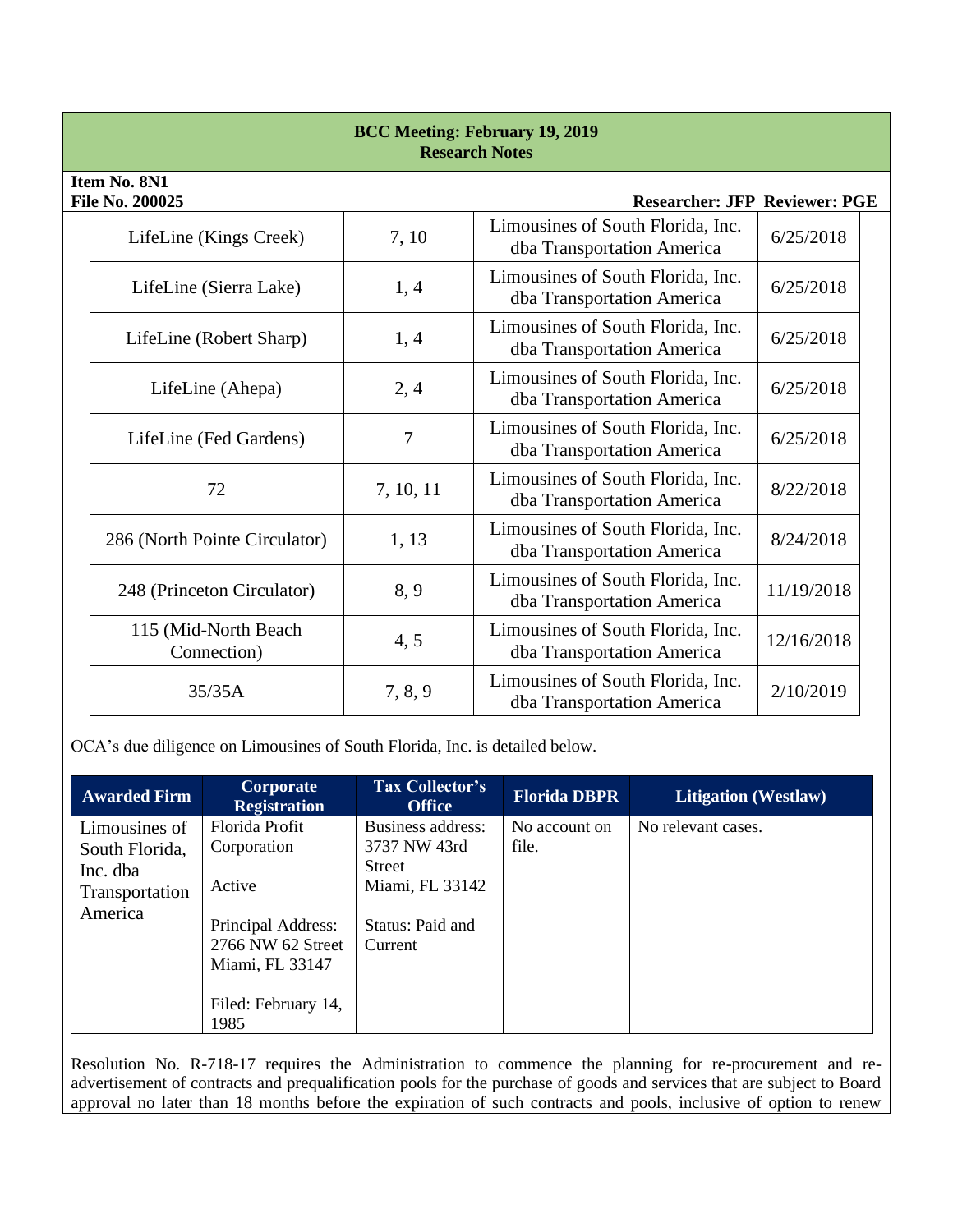| LifeLine (Kings Creek) | 7, 10 | Limousines of South Florida, Inc. dba Transportation America | 6/25/2018 |
|---|---|---|---|
| LifeLine (Sierra Lake) | 1, 4 | Limousines of South Florida, Inc. dba Transportation America | 6/25/2018 |
| LifeLine (Robert Sharp) | 1, 4 | Limousines of South Florida, Inc. dba Transportation America | 6/25/2018 |
| LifeLine (Ahepa) | 2, 4 | Limousines of South Florida, Inc. dba Transportation America | 6/25/2018 |
| LifeLine (Fed Gardens) | 7 | Limousines of South Florida, Inc. dba Transportation America | 6/25/2018 |
| 72 | 7, 10, 11 | Limousines of South Florida, Inc. dba Transportation America | 8/22/2018 |
| 286 (North Pointe Circulator) | 1, 13 | Limousines of South Florida, Inc. dba Transportation America | 8/24/2018 |
| 248 (Princeton Circulator) | 8, 9 | Limousines of South Florida, Inc. dba Transportation America | 11/19/2018 |
| 115 (Mid-North Beach Connection) | 4, 5 | Limousines of South Florida, Inc. dba Transportation America | 12/16/2018 |
| 35/35A | 7, 8, 9 | Limousines of South Florida, Inc. dba Transportation America | 2/10/2019 |

OCA's due diligence on Limousines of South Florida, Inc. is detailed below.

| Awarded Firm | Corporate Registration | Tax Collector's Office | Florida DBPR | Litigation (Westlaw) |
|---|---|---|---|---|
| Limousines of South Florida, Inc. dba Transportation America | Florida Profit Corporation<br><br>Active<br><br>Principal Address: 2766 NW 62 Street Miami, FL 33147<br><br>Filed: February 14, 1985 | Business address: 3737 NW 43rd Street Miami, FL 33142<br><br>Status: Paid and Current | No account on file. | No relevant cases. |

Resolution No. R-718-17 requires the Administration to commence the planning for re-procurement and re-advertisement of contracts and prequalification pools for the purchase of goods and services that are subject to Board approval no later than 18 months before the expiration of such contracts and pools, inclusive of option to renew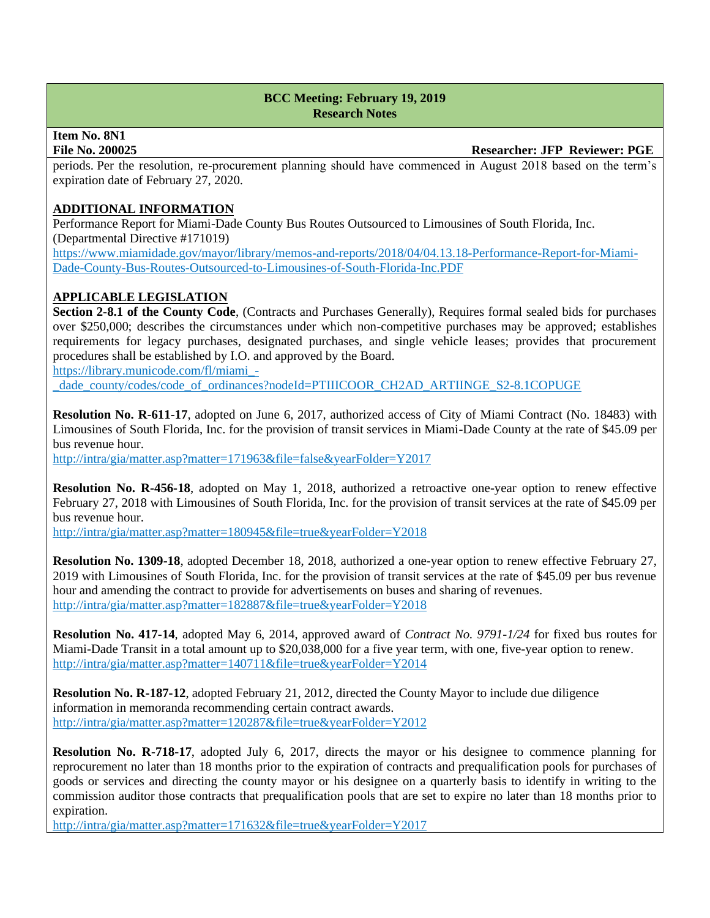**BCC Meeting: February 19, 2019**
**Research Notes**

**Item No. 8N1**
**File No. 200025** **Researcher: JFP Reviewer: PGE**

periods. Per the resolution, re-procurement planning should have commenced in August 2018 based on the term's expiration date of February 27, 2020.

## ADDITIONAL INFORMATION

Performance Report for Miami-Dade County Bus Routes Outsourced to Limousines of South Florida, Inc. (Departmental Directive #171019)
https://www.miamidade.gov/mayor/library/memos-and-reports/2018/04/04.13.18-Performance-Report-for-Miami-Dade-County-Bus-Routes-Outsourced-to-Limousines-of-South-Florida-Inc.PDF

## APPLICABLE LEGISLATION

**Section 2-8.1 of the County Code**, (Contracts and Purchases Generally), Requires formal sealed bids for purchases over $250,000; describes the circumstances under which non-competitive purchases may be approved; establishes requirements for legacy purchases, designated purchases, and single vehicle leases; provides that procurement procedures shall be established by I.O. and approved by the Board.
https://library.municode.com/fl/miami_-_dade_county/codes/code_of_ordinances?nodeId=PTIIICOOR_CH2AD_ARTIINGE_S2-8.1COPUGE

**Resolution No. R-611-17**, adopted on June 6, 2017, authorized access of City of Miami Contract (No. 18483) with Limousines of South Florida, Inc. for the provision of transit services in Miami-Dade County at the rate of $45.09 per bus revenue hour.
http://intra/gia/matter.asp?matter=171963&file=false&yearFolder=Y2017

**Resolution No. R-456-18**, adopted on May 1, 2018, authorized a retroactive one-year option to renew effective February 27, 2018 with Limousines of South Florida, Inc. for the provision of transit services at the rate of $45.09 per bus revenue hour.
http://intra/gia/matter.asp?matter=180945&file=true&yearFolder=Y2018

**Resolution No. 1309-18**, adopted December 18, 2018, authorized a one-year option to renew effective February 27, 2019 with Limousines of South Florida, Inc. for the provision of transit services at the rate of $45.09 per bus revenue hour and amending the contract to provide for advertisements on buses and sharing of revenues.
http://intra/gia/matter.asp?matter=182887&file=true&yearFolder=Y2018

**Resolution No. 417-14**, adopted May 6, 2014, approved award of *Contract No. 9791-1/24* for fixed bus routes for Miami-Dade Transit in a total amount up to $20,038,000 for a five year term, with one, five-year option to renew.
http://intra/gia/matter.asp?matter=140711&file=true&yearFolder=Y2014

**Resolution No. R-187-12**, adopted February 21, 2012, directed the County Mayor to include due diligence information in memoranda recommending certain contract awards.
http://intra/gia/matter.asp?matter=120287&file=true&yearFolder=Y2012

**Resolution No. R-718-17**, adopted July 6, 2017, directs the mayor or his designee to commence planning for reprocurement no later than 18 months prior to the expiration of contracts and prequalification pools for purchases of goods or services and directing the county mayor or his designee on a quarterly basis to identify in writing to the commission auditor those contracts that prequalification pools that are set to expire no later than 18 months prior to expiration.
http://intra/gia/matter.asp?matter=171632&file=true&yearFolder=Y2017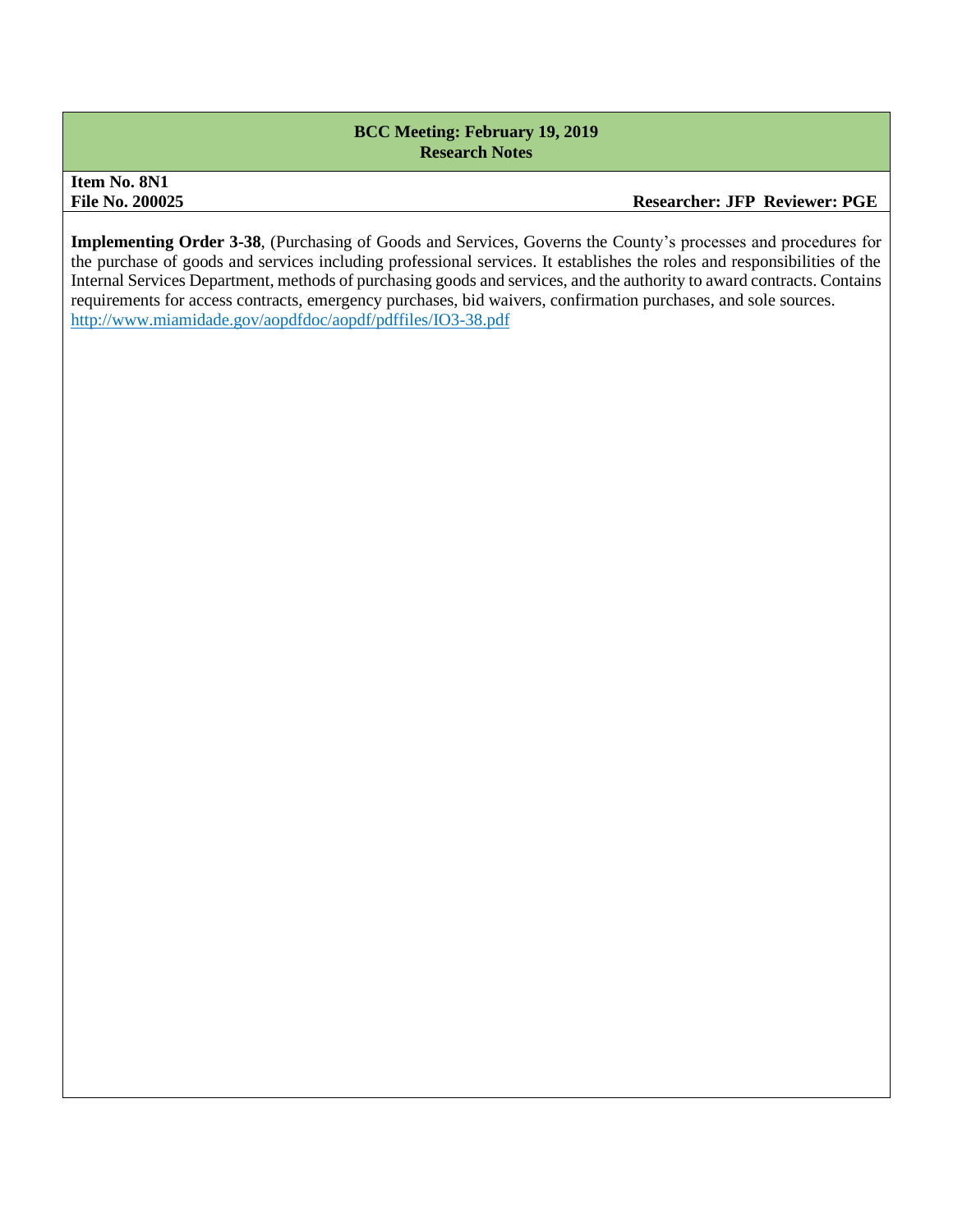**BCC Meeting: February 19, 2019**
**Research Notes**

**Item No. 8N1**
**File No. 200025** **Researcher: JFP Reviewer: PGE**

**Implementing Order 3-38**, (Purchasing of Goods and Services, Governs the County's processes and procedures for the purchase of goods and services including professional services. It establishes the roles and responsibilities of the Internal Services Department, methods of purchasing goods and services, and the authority to award contracts. Contains requirements for access contracts, emergency purchases, bid waivers, confirmation purchases, and sole sources.
http://www.miamidade.gov/aopdfdoc/aopdf/pdffiles/IO3-38.pdf